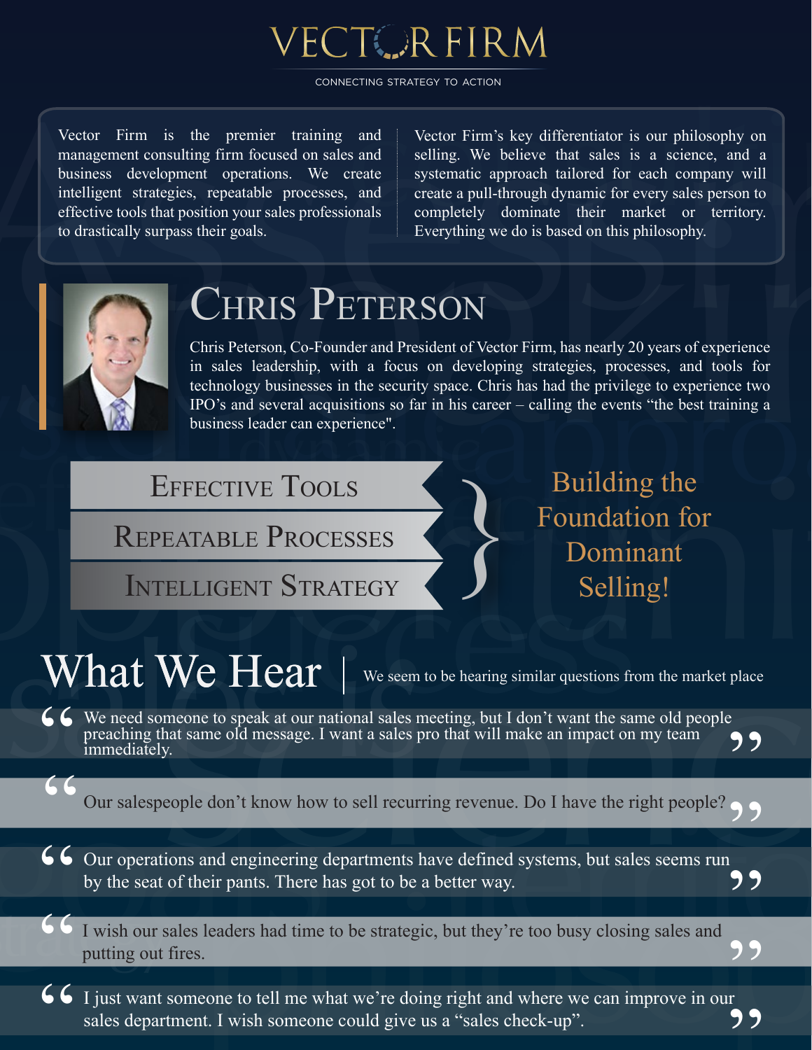# VECTOR FIRM

CONNECTING STRATEGY TO ACTION

Vector Firm is the premier training and management consulting firm focused on sales and business development operations. We create intelligent strategies, repeatable processes, and effective tools that position your sales professionals to drastically surpass their goals.

Vector Firm's key differentiator is our philosophy on selling. We believe that sales is a science, and a systematic approach tailored for each company will create a pull-through dynamic for every sales person to completely dominate their market or territory. Everything we do is based on this philosophy.

## Chris Peterson

Chris Peterson, Co-Founder and President of Vector Firm, has nearly 20 years of experience in sales leadership, with a focus on developing strategies, processes, and tools for technology businesses in the security space. Chris has had the privilege to experience two IPO's and several acquisitions so far in his career – calling the events "the best training a business leader can experience".

- Effective Tools
- Repeatable Processes
- Intelligent Strategy

Building the Foundation for Dominant Selling!

## What We Hear

We seem to be hearing similar questions from the market place

> "We need someone to speak at our national sales meeting, but I don't want the same old people preaching that same old message. I want a sales pro that will make an impact on my team immediately."

> "Our salespeople don't know how to sell recurring revenue. Do I have the right people?"

> "Our operations and engineering departments have defined systems, but sales seems run by the seat of their pants. There has got to be a better way."

> "I wish our sales leaders had time to be strategic, but they're too busy closing sales and putting out fires."

> "I just want someone to tell me what we're doing right and where we can improve in our sales department. I wish someone could give us a "sales check-up"."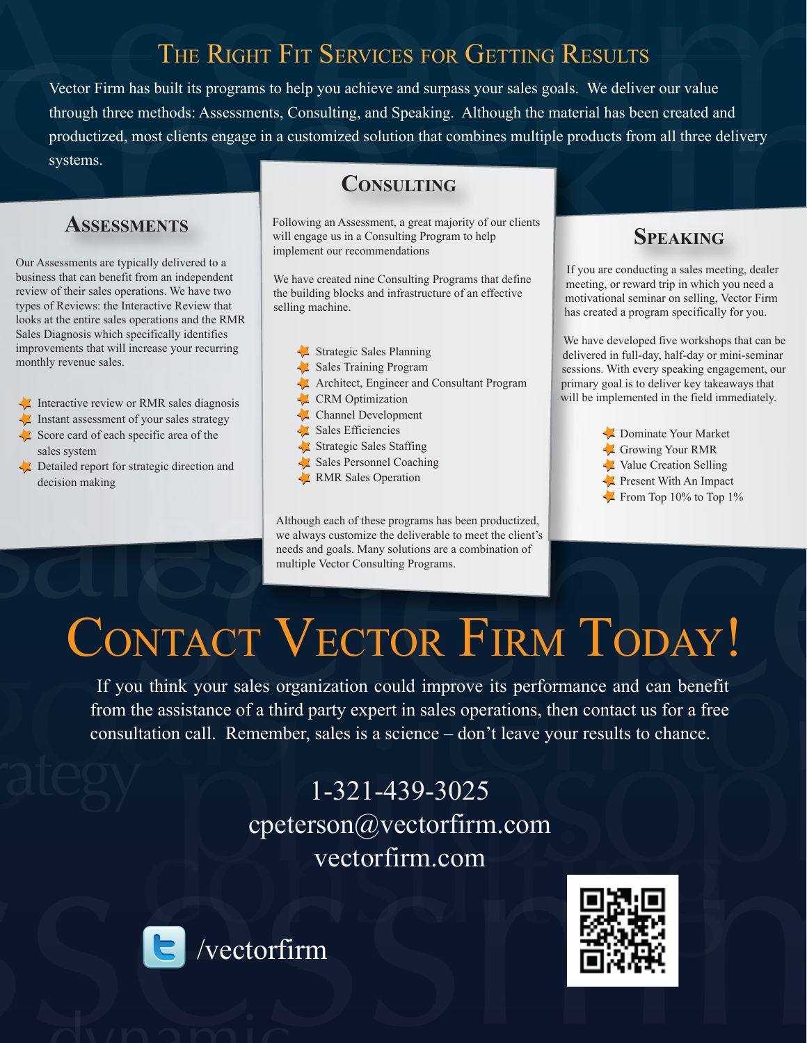# The Right Fit Services for Getting Results

Vector Firm has built its programs to help you achieve and surpass your sales goals. We deliver our value through three methods: Assessments, Consulting, and Speaking. Although the material has been created and productized, most clients engage in a customized solution that combines multiple products from all three delivery systems.

## Assessments

Our Assessments are typically delivered to a business that can benefit from an independent review of their sales operations. We have two types of Reviews: the Interactive Review that looks at the entire sales operations and the RMR Sales Diagnosis which specifically identifies improvements that will increase your recurring monthly revenue sales.

- Interactive review or RMR sales diagnosis
- Instant assessment of your sales strategy
- Score card of each specific area of the sales system
- Detailed report for strategic direction and decision making

## Consulting

Following an Assessment, a great majority of our clients will engage us in a Consulting Program to help implement our recommendations

We have created nine Consulting Programs that define the building blocks and infrastructure of an effective selling machine.

- Strategic Sales Planning
- Sales Training Program
- Architect, Engineer and Consultant Program
- CRM Optimization
- Channel Development
- Sales Efficiencies
- Strategic Sales Staffing
- Sales Personnel Coaching
- RMR Sales Operation

Although each of these programs has been productized, we always customize the deliverable to meet the client's needs and goals. Many solutions are a combination of multiple Vector Consulting Programs.

## Speaking

If you are conducting a sales meeting, dealer meeting, or reward trip in which you need a motivational seminar on selling, Vector Firm has created a program specifically for you.

We have developed five workshops that can be delivered in full-day, half-day or mini-seminar sessions. With every speaking engagement, our primary goal is to deliver key takeaways that will be implemented in the field immediately.

- Dominate Your Market
- Growing Your RMR
- Value Creation Selling
- Present With An Impact
- From Top 10% to Top 1%

# Contact Vector Firm Today!

If you think your sales organization could improve its performance and can benefit from the assistance of a third party expert in sales operations, then contact us for a free consultation call. Remember, sales is a science – don't leave your results to chance.

1-321-439-3025
cpeterson@vectorfirm.com
vectorfirm.com

/vectorfirm